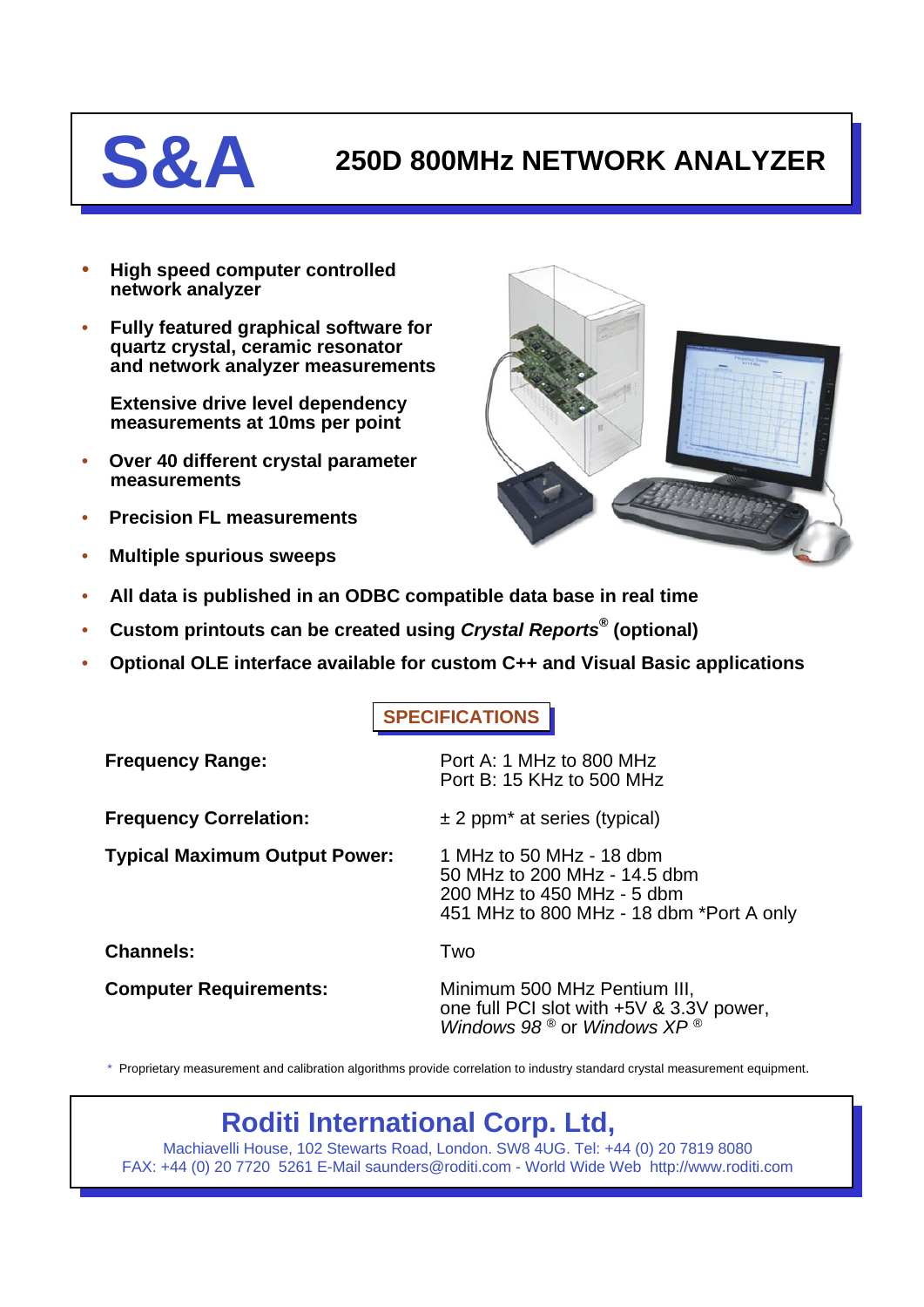# S&A

## 250D 800MHz NETWORK ANALYZER

- **High speed computer controlled network analyzer**
- **Fully featured graphical software for quartz crystal, ceramic resonator and network analyzer measurements**

  **Extensive drive level dependency measurements at 10ms per point**
- **Over 40 different crystal parameter measurements**
- **Precision FL measurements**
- **Multiple spurious sweeps**
- **All data is published in an ODBC compatible data base in real time**
- **Custom printouts can be created using *Crystal Reports*® (optional)**
- **Optional OLE interface available for custom C++ and Visual Basic applications**

## SPECIFICATIONS

| | |
|---|---|
| **Frequency Range:** | Port A: 1 MHz to 800 MHz<br>Port B: 15 KHz to 500 MHz |
| **Frequency Correlation:** | ± 2 ppm* at series (typical) |
| **Typical Maximum Output Power:** | 1 MHz to 50 MHz - 18 dbm<br>50 MHz to 200 MHz - 14.5 dbm<br>200 MHz to 450 MHz - 5 dbm<br>451 MHz to 800 MHz - 18 dbm *Port A only |
| **Channels:** | Two |
| **Computer Requirements:** | Minimum 500 MHz Pentium III,<br>one full PCI slot with +5V & 3.3V power,<br>*Windows 98* ® or *Windows XP* ® |

\* Proprietary measurement and calibration algorithms provide correlation to industry standard crystal measurement equipment.

## Roditi International Corp. Ltd,

Machiavelli House, 102 Stewarts Road, London. SW8 4UG. Tel: +44 (0) 20 7819 8080
FAX: +44 (0) 20 7720 5261 E-Mail saunders@roditi.com - World Wide Web http://www.roditi.com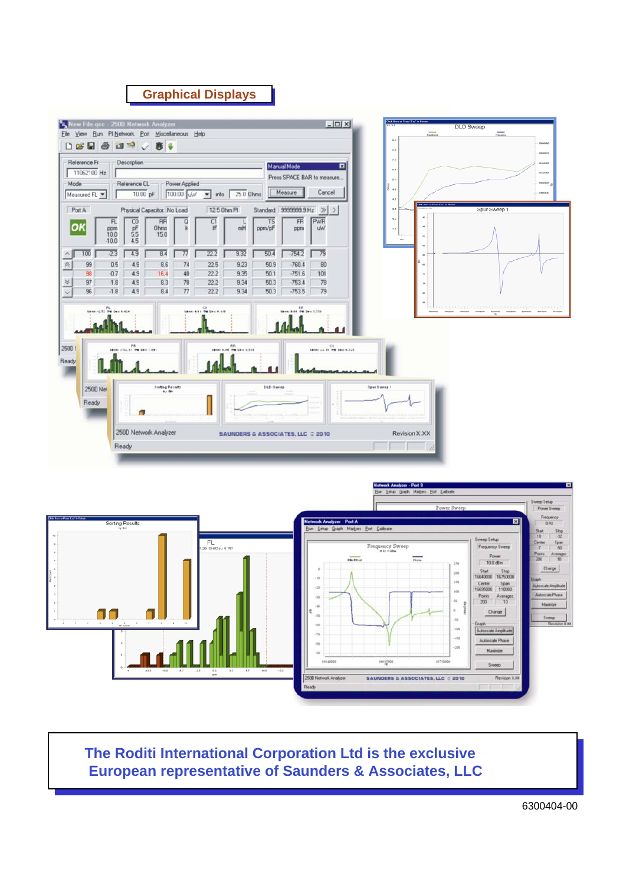## Graphical Displays

**The Roditi International Corporation Ltd is the exclusive European representative of Saunders & Associates, LLC**

6300404-00